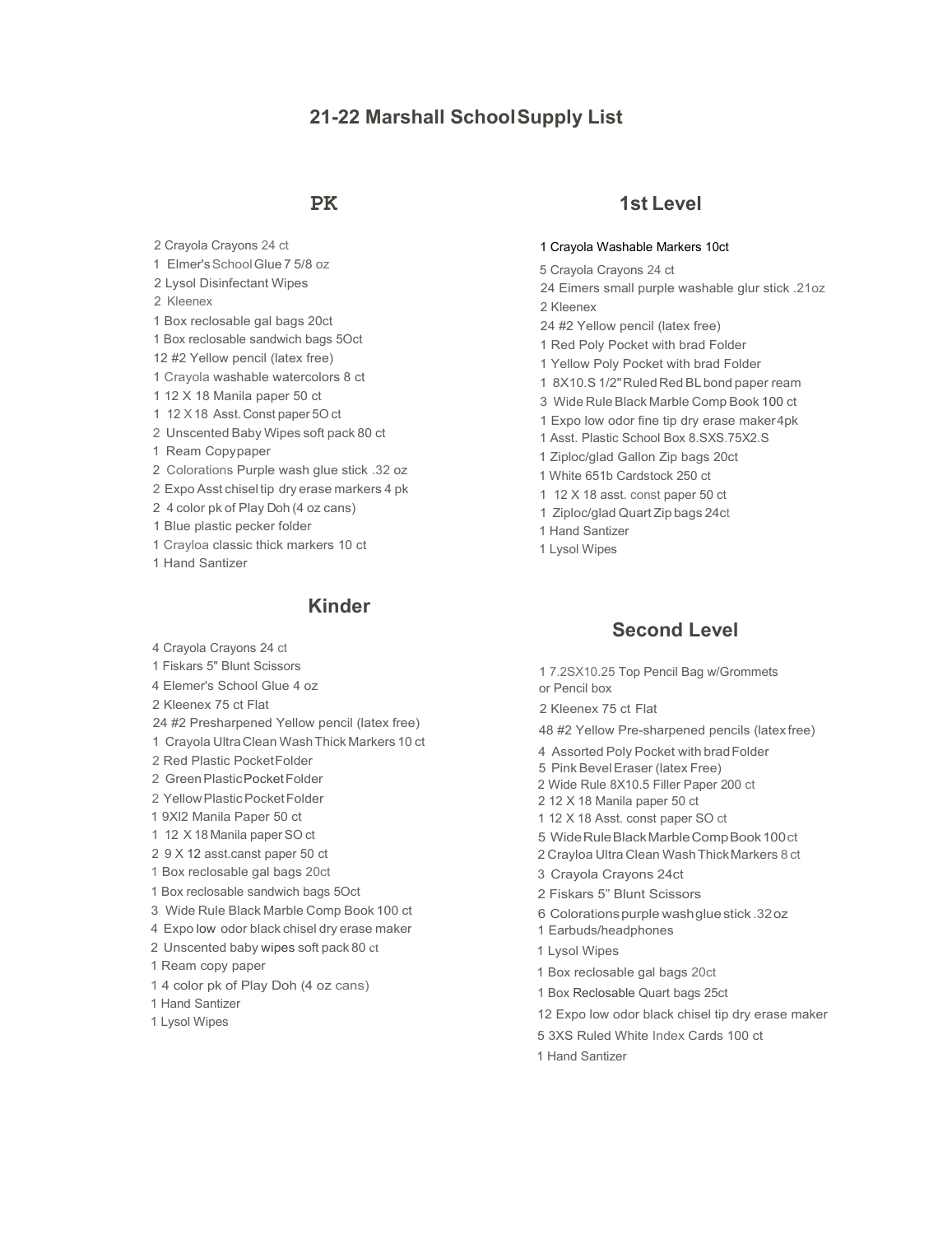# 21-22 Marshall School Supply List

## PK

- 2 Crayola Crayons 24 ct
- 1 Elmer's School Glue 7 5/8 oz
- 2 Lysol Disinfectant Wipes
- 2 Kleenex
- 1 Box reclosable gal bags 20ct
- 1 Box reclosable sandwich bags 5Oct
- 12 #2 Yellow pencil (latex free)
- 1 Crayola washable watercolors 8 ct
- 1 12 X 18 Manila paper 50 ct
- 1 12 X 18 Asst. Const paper 5O ct
- 2 Unscented Baby Wipes soft pack 80 ct
- 1 Ream Copypaper
- 2 Colorations Purple wash glue stick .32 oz
- 2 Expo Asst chisel tip dry erase markers 4 pk
- 2 4 color pk of Play Doh (4 oz cans)
- 1 Blue plastic pecker folder
- 1 Crayloa classic thick markers 10 ct
- 1 Hand Santizer

## Kinder

- 4 Crayola Crayons 24 ct
- 1 Fiskars 5" Blunt Scissors
- 4 Elemer's School Glue 4 oz
- 2 Kleenex 75 ct Flat
- 24 #2 Presharpened Yellow pencil (latex free)
- 1 Crayola Ultra Clean Wash Thick Markers 10 ct
- 2 Red Plastic Pocket Folder
- 2 Green Plastic Pocket Folder
- 2 Yellow Plastic Pocket Folder
- 1 9Xl2 Manila Paper 50 ct
- 1 12 X 18 Manila paper SO ct
- 2 9 X 12 asst.canst paper 50 ct
- 1 Box reclosable gal bags 20ct
- 1 Box reclosable sandwich bags 5Oct
- 3 Wide Rule Black Marble Comp Book 100 ct
- 4 Expo low odor black chisel dry erase maker
- 2 Unscented baby wipes soft pack 80 ct
- 1 Ream copy paper
- 1 4 color pk of Play Doh (4 oz cans)
- 1 Hand Santizer
- 1 Lysol Wipes

## 1st Level

- 1 Crayola Washable Markers 10ct
- 5 Crayola Crayons 24 ct
- 24 Eimers small purple washable glur stick .21oz
- 2 Kleenex
- 24 #2 Yellow pencil (latex free)
- 1 Red Poly Pocket with brad Folder
- 1 Yellow Poly Pocket with brad Folder
- 1 8X10.S 1/2" Ruled Red BL bond paper ream
- 3 Wide Rule Black Marble Comp Book 100 ct
- 1 Expo low odor fine tip dry erase maker 4pk
- 1 Asst. Plastic School Box 8.SXS.75X2.S
- 1 Ziploc/glad Gallon Zip bags 20ct
- 1 White 651b Cardstock 250 ct
- 1 12 X 18 asst. const paper 50 ct
- 1 Ziploc/glad Quart Zip bags 24ct
- 1 Hand Santizer
- 1 Lysol Wipes

## Second Level

- 1 7.2SX10.25 Top Pencil Bag w/Grommets or Pencil box
- 2 Kleenex 75 ct Flat
- 48 #2 Yellow Pre-sharpened pencils (latex free)
- 4 Assorted Poly Pocket with brad Folder
- 5 Pink Bevel Eraser (latex Free)
- 2 Wide Rule 8X10.5 Filler Paper 200 ct
- 2 12 X 18 Manila paper 50 ct
- 1 12 X 18 Asst. const paper SO ct
- 5 Wide Rule Black Marble Comp Book 100 ct
- 2 Crayloa Ultra Clean Wash Thick Markers 8 ct
- 3 Crayola Crayons 24ct
- 2 Fiskars 5" Blunt Scissors
- 6 Colorations purple wash glue stick .32 oz
- 1 Earbuds/headphones
- 1 Lysol Wipes
- 1 Box reclosable gal bags 20ct
- 1 Box Reclosable Quart bags 25ct
- 12 Expo low odor black chisel tip dry erase maker
- 5 3XS Ruled White Index Cards 100 ct
- 1 Hand Santizer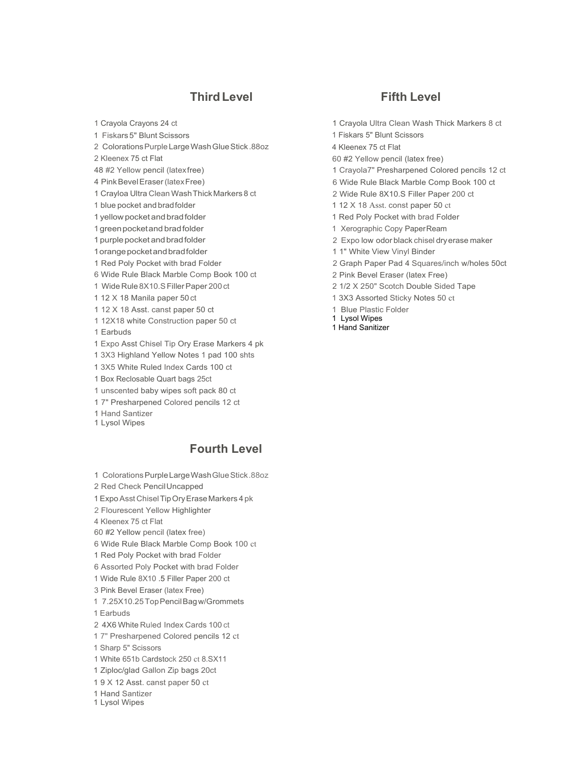## Third Level

1 Crayola Crayons 24 ct
1 Fiskars 5" Blunt Scissors
2 Colorations Purple Large Wash Glue Stick .88oz
2 Kleenex 75 ct Flat
48 #2 Yellow pencil (latex free)
4 Pink Bevel Eraser (latex Free)
1 Crayloa Ultra Clean Wash Thick Markers 8 ct
1 blue pocket and brad folder
1 yellow pocket and brad folder
1 green pocket and brad folder
1 purple pocket and brad folder
1 orange pocket and brad folder
1 Red Poly Pocket with brad Folder
6 Wide Rule Black Marble Comp Book 100 ct
1 Wide Rule 8X10.S Filler Paper 200 ct
1 12 X 18 Manila paper 50 ct
1 12 X 18 Asst. canst paper 50 ct
1 12X18 white Construction paper 50 ct
1 Earbuds
1 Expo Asst Chisel Tip Ory Erase Markers 4 pk
1 3X3 Highland Yellow Notes 1 pad 100 shts
1 3X5 White Ruled Index Cards 100 ct
1 Box Reclosable Quart bags 25ct
1 unscented baby wipes soft pack 80 ct
1 7" Presharpened Colored pencils 12 ct
1 Hand Santizer
1 Lysol Wipes

## Fourth Level

1 Colorations Purple Large Wash Glue Stick .88oz
2 Red Check Pencil Uncapped
1 Expo Asst Chisel Tip Ory Erase Markers 4 pk
2 Flourescent Yellow Highlighter
4 Kleenex 75 ct Flat
60 #2 Yellow pencil (latex free)
6 Wide Rule Black Marble Comp Book 100 ct
1 Red Poly Pocket with brad Folder
6 Assorted Poly Pocket with brad Folder
1 Wide Rule 8X10 .5 Filler Paper 200 ct
3 Pink Bevel Eraser (latex Free)
1 7.25X10.25 Top Pencil Bag w/Grommets
1 Earbuds
2 4X6 White Ruled Index Cards 100 ct
1 7" Presharpened Colored pencils 12 ct
1 Sharp 5" Scissors
1 White 651b Cardstock 250 ct 8.SX11
1 Ziploc/glad Gallon Zip bags 20ct
1 9 X 12 Asst. canst paper 50 ct
1 Hand Santizer
1 Lysol Wipes

## Fifth Level

1 Crayola Ultra Clean Wash Thick Markers 8 ct
1 Fiskars 5" Blunt Scissors
4 Kleenex 75 ct Flat
60 #2 Yellow pencil (latex free)
1 Crayola7" Presharpened Colored pencils 12 ct
6 Wide Rule Black Marble Comp Book 100 ct
2 Wide Rule 8X10.S Filler Paper 200 ct
1 12 X 18 Asst. const paper 50 ct
1 Red Poly Pocket with brad Folder
1 Xerographic Copy Paper Ream
2 Expo low odor black chisel dry erase maker
1 1" White View Vinyl Binder
2 Graph Paper Pad 4 Squares/inch w/holes 50ct
2 Pink Bevel Eraser (latex Free)
2 1/2 X 250" Scotch Double Sided Tape
1 3X3 Assorted Sticky Notes 50 ct
1 Blue Plastic Folder
1 Lysol Wipes
1 Hand Sanitizer